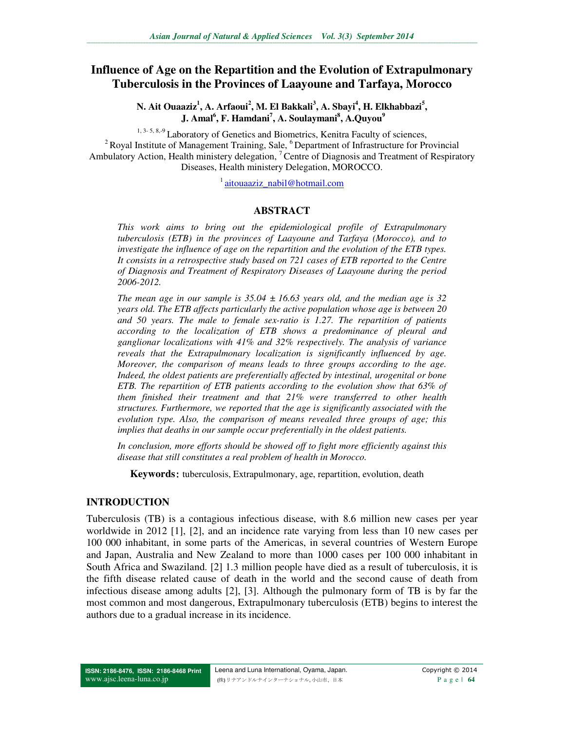# Influence of Age on the Repartition and the Evolution of Extrapulmonary Tuberculosis in the Provinces of Laayoune and Tarfaya, Morocco

**N. Ait Ouaaziz[1], A. Arfaoui[2], M. El Bakkali[3], A. Sbayi[4], H. Elkhabbazi[5], J. Amal[6], F. Hamdani[7], A. Soulaymani[8], A.Quyou[9]**

[1, 3- 5, 8,-9] Laboratory of Genetics and Biometrics, Kenitra Faculty of sciences, [2] Royal Institute of Management Training, Sale, [6] Department of Infrastructure for Provincial Ambulatory Action, Health ministery delegation, [7] Centre of Diagnosis and Treatment of Respiratory Diseases, Health ministery Delegation, MOROCCO.

[1] aitouaaziz_nabil@hotmail.com

## ABSTRACT

*This work aims to bring out the epidemiological profile of Extrapulmonary tuberculosis (ETB) in the provinces of Laayoune and Tarfaya (Morocco), and to investigate the influence of age on the repartition and the evolution of the ETB types. It consists in a retrospective study based on 721 cases of ETB reported to the Centre of Diagnosis and Treatment of Respiratory Diseases of Laayoune during the period 2006-2012.*

*The mean age in our sample is 35.04 ± 16.63 years old, and the median age is 32 years old. The ETB affects particularly the active population whose age is between 20 and 50 years. The male to female sex-ratio is 1.27. The repartition of patients according to the localization of ETB shows a predominance of pleural and ganglionar localizations with 41% and 32% respectively. The analysis of variance reveals that the Extrapulmonary localization is significantly influenced by age. Moreover, the comparison of means leads to three groups according to the age. Indeed, the oldest patients are preferentially affected by intestinal, urogenital or bone ETB. The repartition of ETB patients according to the evolution show that 63% of them finished their treatment and that 21% were transferred to other health structures. Furthermore, we reported that the age is significantly associated with the evolution type. Also, the comparison of means revealed three groups of age; this implies that deaths in our sample occur preferentially in the oldest patients.*

*In conclusion, more efforts should be showed off to fight more efficiently against this disease that still constitutes a real problem of health in Morocco.*

**Keywords:** tuberculosis, Extrapulmonary, age, repartition, evolution, death

## INTRODUCTION

Tuberculosis (TB) is a contagious infectious disease, with 8.6 million new cases per year worldwide in 2012 [1], [2], and an incidence rate varying from less than 10 new cases per 100 000 inhabitant, in some parts of the Americas, in several countries of Western Europe and Japan, Australia and New Zealand to more than 1000 cases per 100 000 inhabitant in South Africa and Swaziland. [2] 1.3 million people have died as a result of tuberculosis, it is the fifth disease related cause of death in the world and the second cause of death from infectious disease among adults [2], [3]. Although the pulmonary form of TB is by far the most common and most dangerous, Extrapulmonary tuberculosis (ETB) begins to interest the authors due to a gradual increase in its incidence.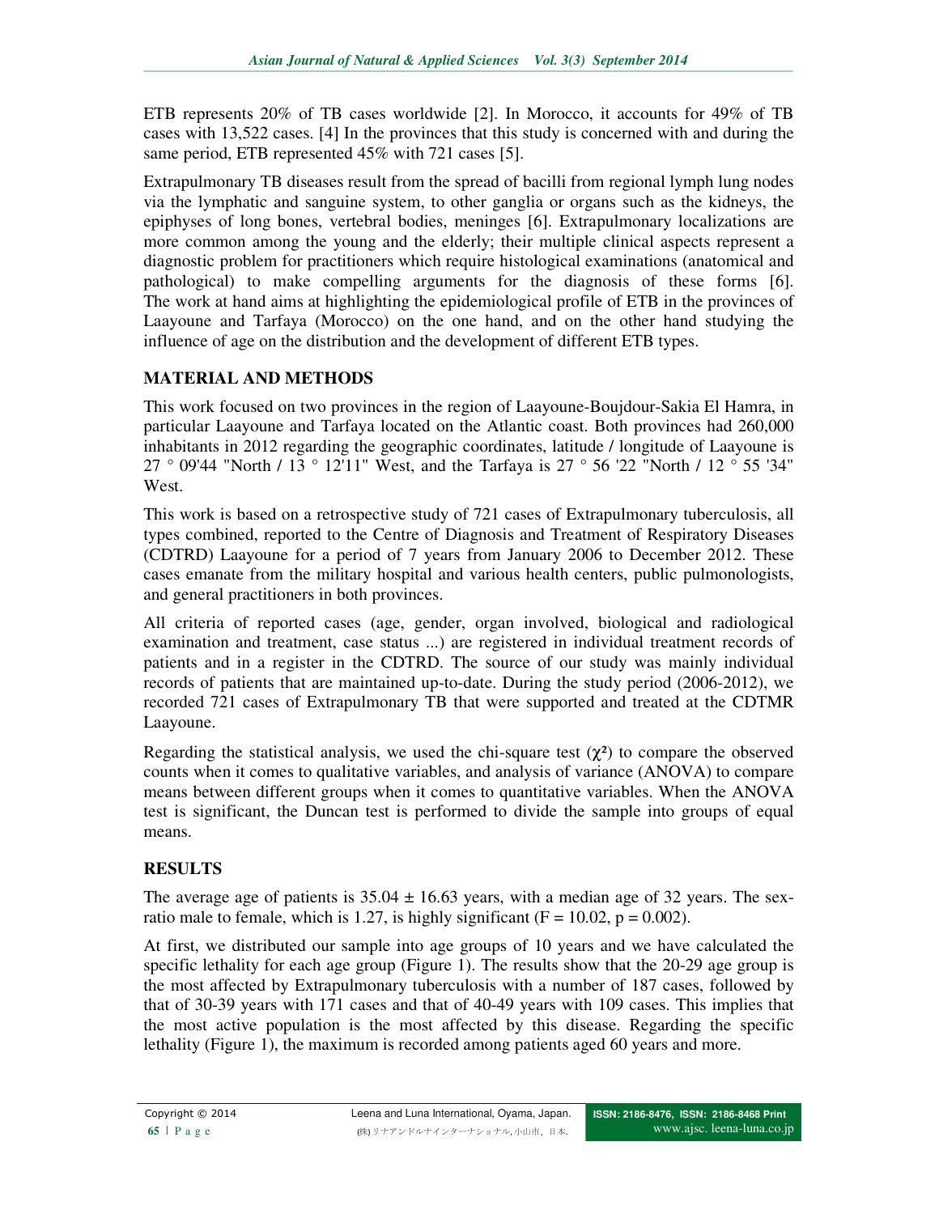ETB represents 20% of TB cases worldwide [2]. In Morocco, it accounts for 49% of TB cases with 13,522 cases. [4] In the provinces that this study is concerned with and during the same period, ETB represented 45% with 721 cases [5].

Extrapulmonary TB diseases result from the spread of bacilli from regional lymph lung nodes via the lymphatic and sanguine system, to other ganglia or organs such as the kidneys, the epiphyses of long bones, vertebral bodies, meninges [6]. Extrapulmonary localizations are more common among the young and the elderly; their multiple clinical aspects represent a diagnostic problem for practitioners which require histological examinations (anatomical and pathological) to make compelling arguments for the diagnosis of these forms [6]. The work at hand aims at highlighting the epidemiological profile of ETB in the provinces of Laayoune and Tarfaya (Morocco) on the one hand, and on the other hand studying the influence of age on the distribution and the development of different ETB types.

## MATERIAL AND METHODS

This work focused on two provinces in the region of Laayoune-Boujdour-Sakia El Hamra, in particular Laayoune and Tarfaya located on the Atlantic coast. Both provinces had 260,000 inhabitants in 2012 regarding the geographic coordinates, latitude / longitude of Laayoune is 27 ° 09'44 "North / 13 ° 12'11" West, and the Tarfaya is 27 ° 56 '22 "North / 12 ° 55 '34" West.

This work is based on a retrospective study of 721 cases of Extrapulmonary tuberculosis, all types combined, reported to the Centre of Diagnosis and Treatment of Respiratory Diseases (CDTRD) Laayoune for a period of 7 years from January 2006 to December 2012. These cases emanate from the military hospital and various health centers, public pulmonologists, and general practitioners in both provinces.

All criteria of reported cases (age, gender, organ involved, biological and radiological examination and treatment, case status ...) are registered in individual treatment records of patients and in a register in the CDTRD. The source of our study was mainly individual records of patients that are maintained up-to-date. During the study period (2006-2012), we recorded 721 cases of Extrapulmonary TB that were supported and treated at the CDTMR Laayoune.

Regarding the statistical analysis, we used the chi-square test ($\chi^2$) to compare the observed counts when it comes to qualitative variables, and analysis of variance (ANOVA) to compare means between different groups when it comes to quantitative variables. When the ANOVA test is significant, the Duncan test is performed to divide the sample into groups of equal means.

## RESULTS

The average age of patients is $35.04 \pm 16.63$ years, with a median age of 32 years. The sex-ratio male to female, which is 1.27, is highly significant ($F = 10.02$, $p = 0.002$).

At first, we distributed our sample into age groups of 10 years and we have calculated the specific lethality for each age group (Figure 1). The results show that the 20-29 age group is the most affected by Extrapulmonary tuberculosis with a number of 187 cases, followed by that of 30-39 years with 171 cases and that of 40-49 years with 109 cases. This implies that the most active population is the most affected by this disease. Regarding the specific lethality (Figure 1), the maximum is recorded among patients aged 60 years and more.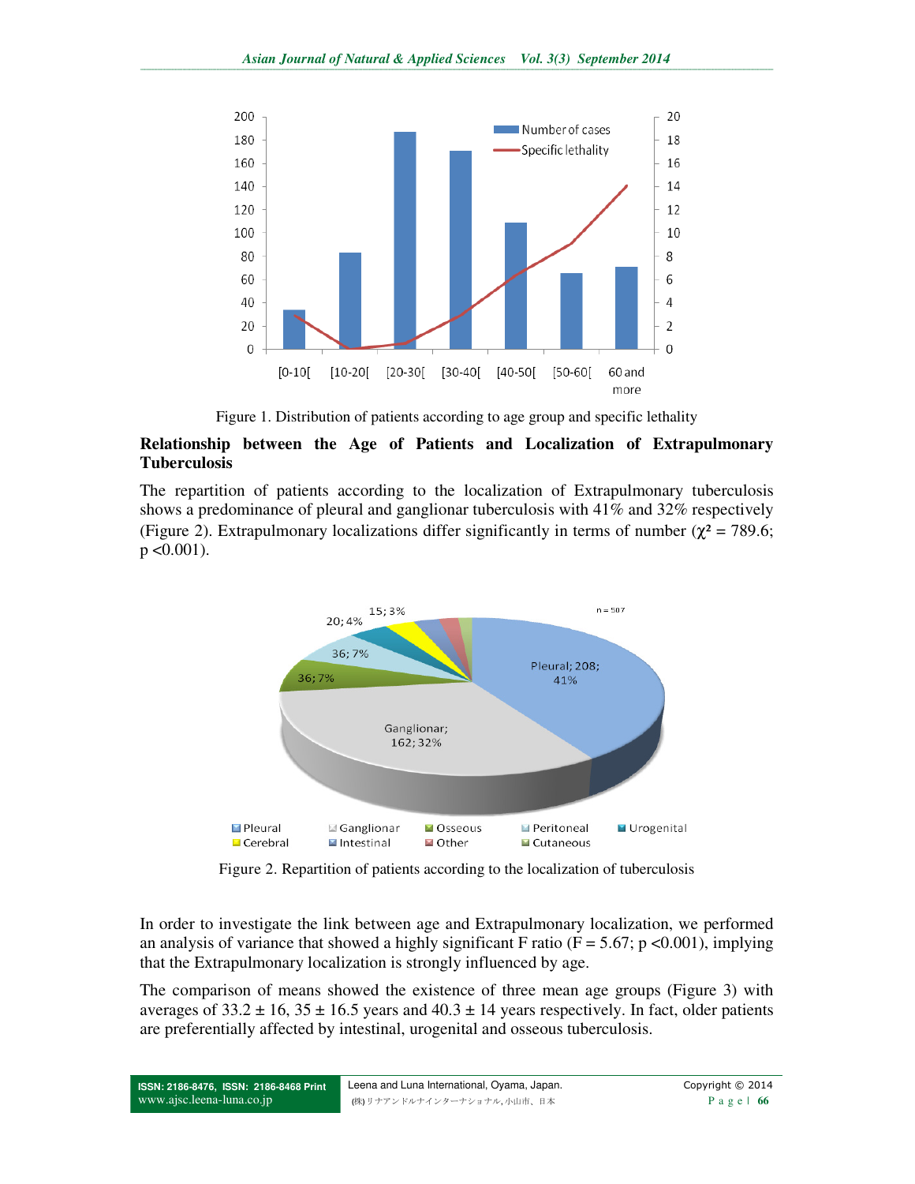Figure 1. Distribution of patients according to age group and specific lethality

**Relationship between the Age of Patients and Localization of Extrapulmonary Tuberculosis**

The repartition of patients according to the localization of Extrapulmonary tuberculosis shows a predominance of pleural and ganglionar tuberculosis with 41% and 32% respectively (Figure 2). Extrapulmonary localizations differ significantly in terms of number ($\chi^2 = 789.6$; $p < 0.001$).

Figure 2. Repartition of patients according to the localization of tuberculosis

In order to investigate the link between age and Extrapulmonary localization, we performed an analysis of variance that showed a highly significant F ratio ($F = 5.67$; $p < 0.001$), implying that the Extrapulmonary localization is strongly influenced by age.

The comparison of means showed the existence of three mean age groups (Figure 3) with averages of 33.2 ± 16, 35 ± 16.5 years and 40.3 ± 14 years respectively. In fact, older patients are preferentially affected by intestinal, urogenital and osseous tuberculosis.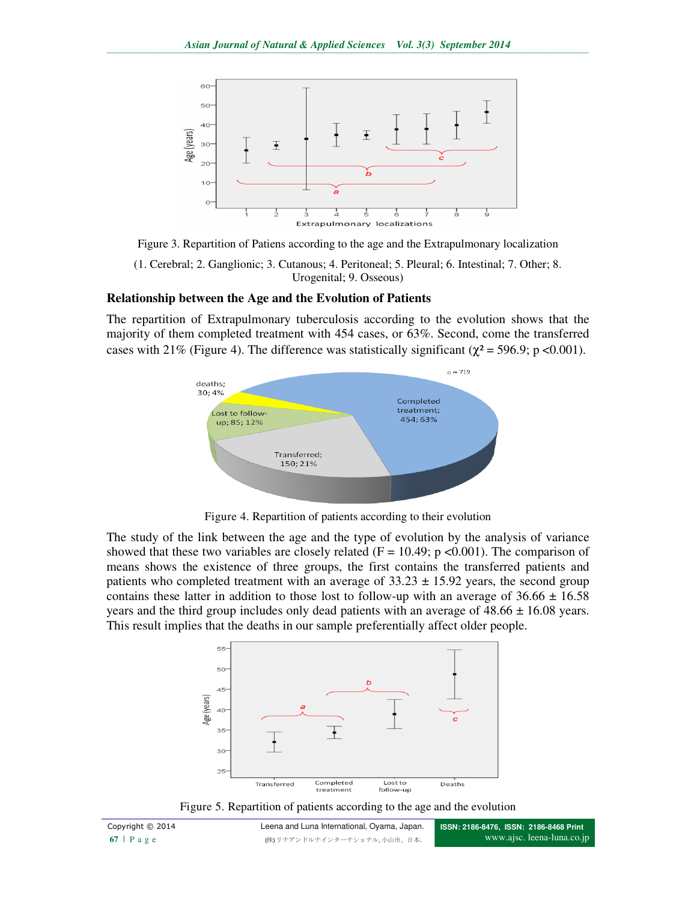Figure 3. Repartition of Patiens according to the age and the Extrapulmonary localization

(1. Cerebral; 2. Ganglionic; 3. Cutanous; 4. Peritoneal; 5. Pleural; 6. Intestinal; 7. Other; 8. Urogenital; 9. Osseous)

### Relationship between the Age and the Evolution of Patients

The repartition of Extrapulmonary tuberculosis according to the evolution shows that the majority of them completed treatment with 454 cases, or 63%. Second, come the transferred cases with 21% (Figure 4). The difference was statistically significant ($\chi^2 = 596.9$; $p < 0.001$).

Figure 4. Repartition of patients according to their evolution

The study of the link between the age and the type of evolution by the analysis of variance showed that these two variables are closely related ($F = 10.49$; $p < 0.001$). The comparison of means shows the existence of three groups, the first contains the transferred patients and patients who completed treatment with an average of 33.23 ± 15.92 years, the second group contains these latter in addition to those lost to follow-up with an average of 36.66 ± 16.58 years and the third group includes only dead patients with an average of 48.66 ± 16.08 years. This result implies that the deaths in our sample preferentially affect older people.

Figure 5. Repartition of patients according to the age and the evolution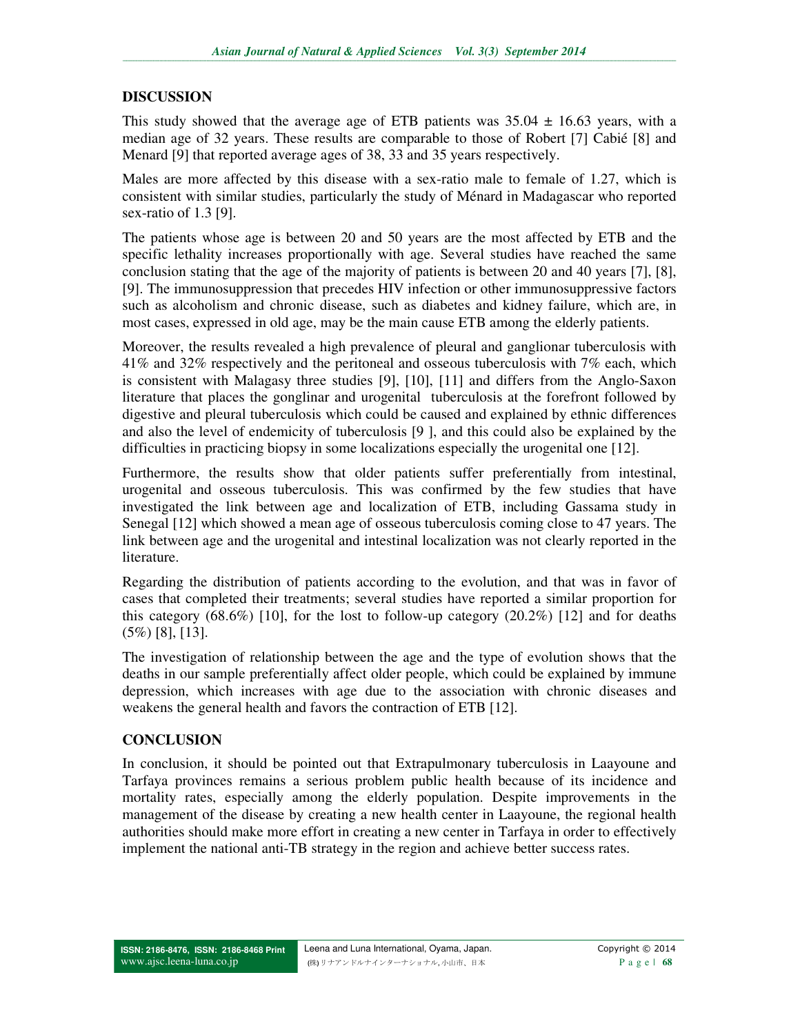## DISCUSSION

This study showed that the average age of ETB patients was 35.04 ± 16.63 years, with a median age of 32 years. These results are comparable to those of Robert [7] Cabié [8] and Menard [9] that reported average ages of 38, 33 and 35 years respectively.

Males are more affected by this disease with a sex-ratio male to female of 1.27, which is consistent with similar studies, particularly the study of Ménard in Madagascar who reported sex-ratio of 1.3 [9].

The patients whose age is between 20 and 50 years are the most affected by ETB and the specific lethality increases proportionally with age. Several studies have reached the same conclusion stating that the age of the majority of patients is between 20 and 40 years [7], [8], [9]. The immunosuppression that precedes HIV infection or other immunosuppressive factors such as alcoholism and chronic disease, such as diabetes and kidney failure, which are, in most cases, expressed in old age, may be the main cause ETB among the elderly patients.

Moreover, the results revealed a high prevalence of pleural and ganglionar tuberculosis with 41% and 32% respectively and the peritoneal and osseous tuberculosis with 7% each, which is consistent with Malagasy three studies [9], [10], [11] and differs from the Anglo-Saxon literature that places the gonglinar and urogenital tuberculosis at the forefront followed by digestive and pleural tuberculosis which could be caused and explained by ethnic differences and also the level of endemicity of tuberculosis [9 ], and this could also be explained by the difficulties in practicing biopsy in some localizations especially the urogenital one [12].

Furthermore, the results show that older patients suffer preferentially from intestinal, urogenital and osseous tuberculosis. This was confirmed by the few studies that have investigated the link between age and localization of ETB, including Gassama study in Senegal [12] which showed a mean age of osseous tuberculosis coming close to 47 years. The link between age and the urogenital and intestinal localization was not clearly reported in the literature.

Regarding the distribution of patients according to the evolution, and that was in favor of cases that completed their treatments; several studies have reported a similar proportion for this category (68.6%) [10], for the lost to follow-up category (20.2%) [12] and for deaths (5%) [8], [13].

The investigation of relationship between the age and the type of evolution shows that the deaths in our sample preferentially affect older people, which could be explained by immune depression, which increases with age due to the association with chronic diseases and weakens the general health and favors the contraction of ETB [12].

## CONCLUSION

In conclusion, it should be pointed out that Extrapulmonary tuberculosis in Laayoune and Tarfaya provinces remains a serious problem public health because of its incidence and mortality rates, especially among the elderly population. Despite improvements in the management of the disease by creating a new health center in Laayoune, the regional health authorities should make more effort in creating a new center in Tarfaya in order to effectively implement the national anti-TB strategy in the region and achieve better success rates.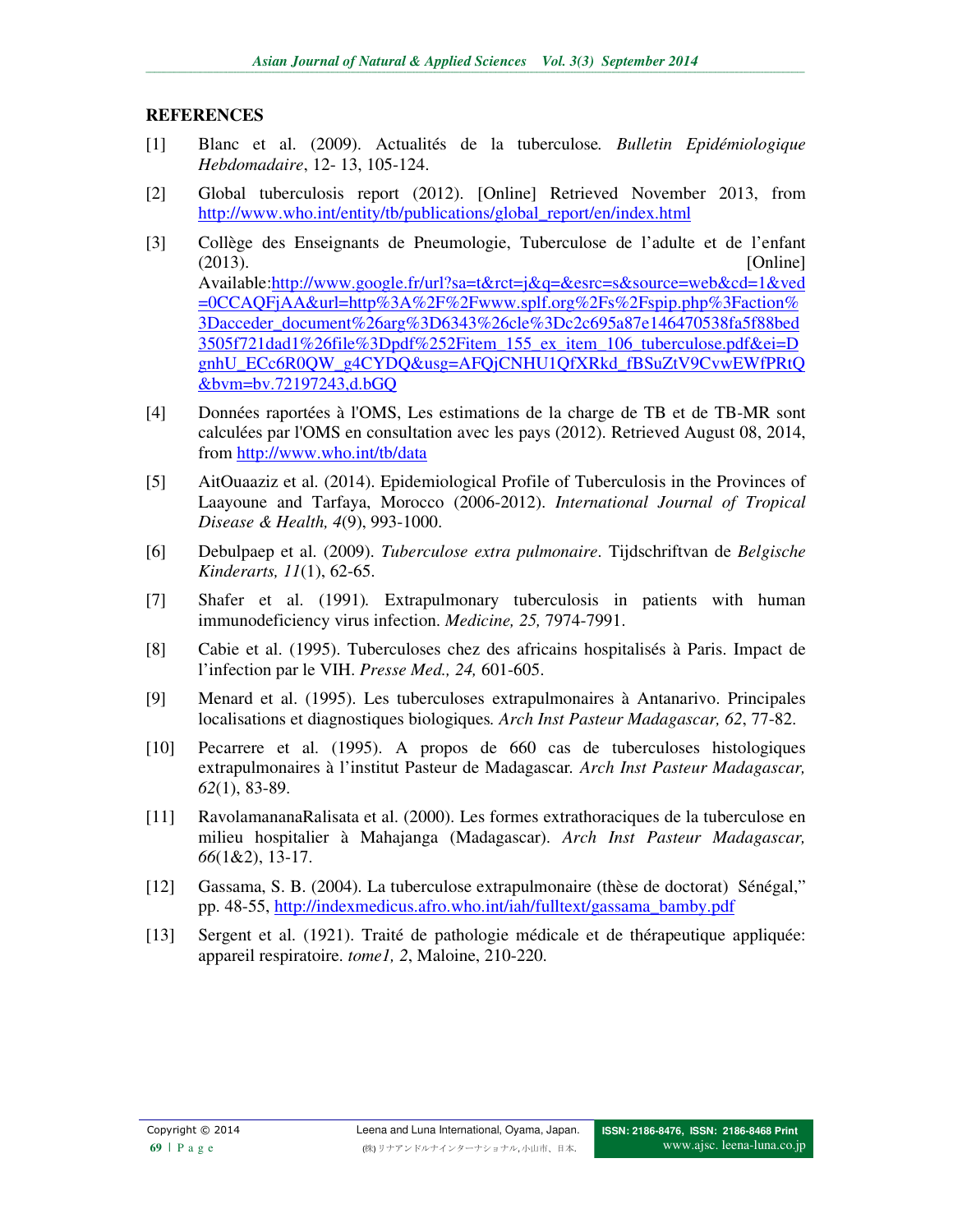## REFERENCES

[1] Blanc et al. (2009). Actualités de la tuberculose*. Bulletin Epidémiologique Hebdomadaire*, 12- 13, 105-124.

[2] Global tuberculosis report (2012). [Online] Retrieved November 2013, from http://www.who.int/entity/tb/publications/global_report/en/index.html

[3] Collège des Enseignants de Pneumologie, Tuberculose de l'adulte et de l'enfant (2013). [Online] Available:http://www.google.fr/url?sa=t&rct=j&q=&esrc=s&source=web&cd=1&ved=0CCAQFjAA&url=http%3A%2F%2Fwww.splf.org%2Fs%2Fspip.php%3Faction%3Dacceder_document%26arg%3D6343%26cle%3Dc2c695a87e146470538fa5f88bed3505f721dad1%26file%3Dpdf%252Fitem_155_ex_item_106_tuberculose.pdf&ei=DgnhU_ECc6R0QW_g4CYDQ&usg=AFQjCNHU1QfXRkd_fBSuZtV9CvwEWfPRtQ&bvm=bv.72197243,d.bGQ

[4] Données raportées à l'OMS, Les estimations de la charge de TB et de TB-MR sont calculées par l'OMS en consultation avec les pays (2012). Retrieved August 08, 2014, from http://www.who.int/tb/data

[5] AitOuaaziz et al. (2014). Epidemiological Profile of Tuberculosis in the Provinces of Laayoune and Tarfaya, Morocco (2006-2012). *International Journal of Tropical Disease & Health, 4*(9), 993-1000.

[6] Debulpaep et al. (2009). *Tuberculose extra pulmonaire*. Tijdschriftvan de *Belgische Kinderarts, 11*(1), 62-65.

[7] Shafer et al. (1991)*.* Extrapulmonary tuberculosis in patients with human immunodeficiency virus infection. *Medicine, 25,* 7974-7991.

[8] Cabie et al. (1995). Tuberculoses chez des africains hospitalisés à Paris. Impact de l'infection par le VIH. *Presse Med., 24,* 601-605.

[9] Menard et al. (1995). Les tuberculoses extrapulmonaires à Antanarivo. Principales localisations et diagnostiques biologiques*. Arch Inst Pasteur Madagascar, 62*, 77-82.

[10] Pecarrere et al. (1995). A propos de 660 cas de tuberculoses histologiques extrapulmonaires à l'institut Pasteur de Madagascar. *Arch Inst Pasteur Madagascar, 62*(1), 83-89.

[11] RavolamananaRalisata et al. (2000). Les formes extrathoraciques de la tuberculose en milieu hospitalier à Mahajanga (Madagascar). *Arch Inst Pasteur Madagascar, 66*(1&2), 13-17.

[12] Gassama, S. B. (2004). La tuberculose extrapulmonaire (thèse de doctorat) Sénégal," pp. 48-55, http://indexmedicus.afro.who.int/iah/fulltext/gassama_bamby.pdf

[13] Sergent et al. (1921). Traité de pathologie médicale et de thérapeutique appliquée: appareil respiratoire. *tome1, 2*, Maloine, 210-220.